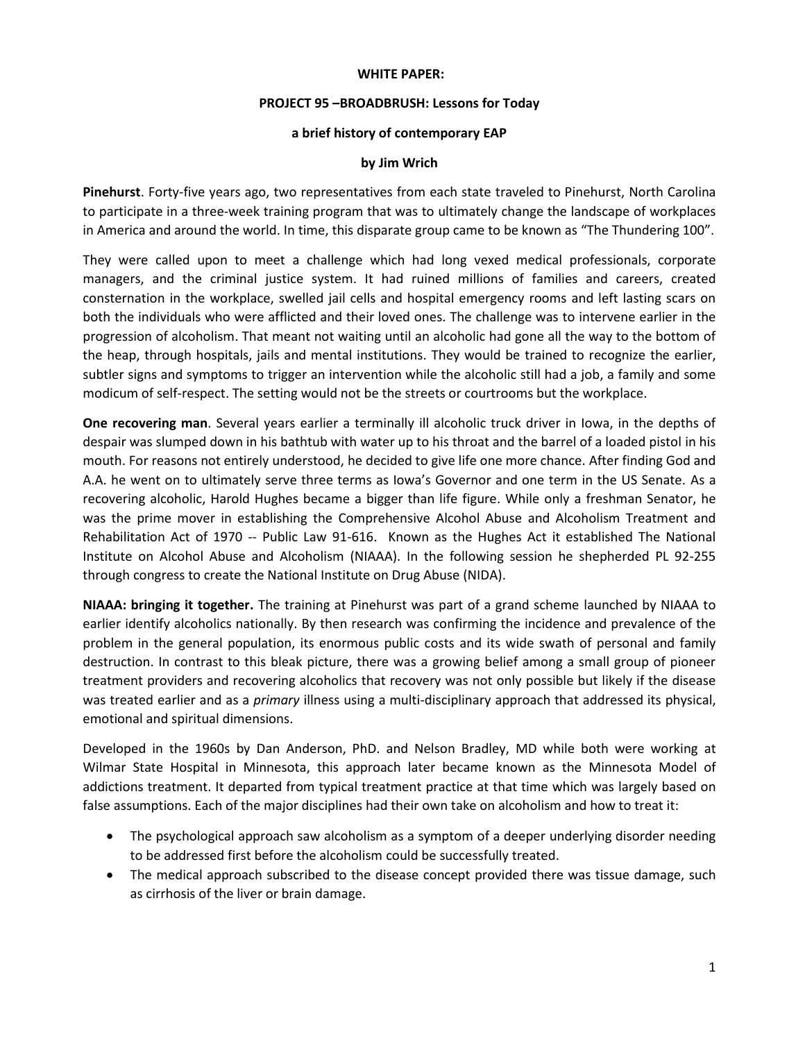**WHITE PAPER:**

**PROJECT 95 –BROADBRUSH: Lessons for Today**

**a brief history of contemporary EAP**

**by Jim Wrich**

**Pinehurst**. Forty-five years ago, two representatives from each state traveled to Pinehurst, North Carolina to participate in a three-week training program that was to ultimately change the landscape of workplaces in America and around the world. In time, this disparate group came to be known as "The Thundering 100".

They were called upon to meet a challenge which had long vexed medical professionals, corporate managers, and the criminal justice system. It had ruined millions of families and careers, created consternation in the workplace, swelled jail cells and hospital emergency rooms and left lasting scars on both the individuals who were afflicted and their loved ones. The challenge was to intervene earlier in the progression of alcoholism. That meant not waiting until an alcoholic had gone all the way to the bottom of the heap, through hospitals, jails and mental institutions. They would be trained to recognize the earlier, subtler signs and symptoms to trigger an intervention while the alcoholic still had a job, a family and some modicum of self-respect. The setting would not be the streets or courtrooms but the workplace.

**One recovering man**. Several years earlier a terminally ill alcoholic truck driver in Iowa, in the depths of despair was slumped down in his bathtub with water up to his throat and the barrel of a loaded pistol in his mouth. For reasons not entirely understood, he decided to give life one more chance. After finding God and A.A. he went on to ultimately serve three terms as Iowa's Governor and one term in the US Senate. As a recovering alcoholic, Harold Hughes became a bigger than life figure. While only a freshman Senator, he was the prime mover in establishing the Comprehensive Alcohol Abuse and Alcoholism Treatment and Rehabilitation Act of 1970 -- Public Law 91-616. Known as the Hughes Act it established The National Institute on Alcohol Abuse and Alcoholism (NIAAA). In the following session he shepherded PL 92-255 through congress to create the National Institute on Drug Abuse (NIDA).

**NIAAA: bringing it together.** The training at Pinehurst was part of a grand scheme launched by NIAAA to earlier identify alcoholics nationally. By then research was confirming the incidence and prevalence of the problem in the general population, its enormous public costs and its wide swath of personal and family destruction. In contrast to this bleak picture, there was a growing belief among a small group of pioneer treatment providers and recovering alcoholics that recovery was not only possible but likely if the disease was treated earlier and as a *primary* illness using a multi-disciplinary approach that addressed its physical, emotional and spiritual dimensions.

Developed in the 1960s by Dan Anderson, PhD. and Nelson Bradley, MD while both were working at Wilmar State Hospital in Minnesota, this approach later became known as the Minnesota Model of addictions treatment. It departed from typical treatment practice at that time which was largely based on false assumptions. Each of the major disciplines had their own take on alcoholism and how to treat it:

- The psychological approach saw alcoholism as a symptom of a deeper underlying disorder needing to be addressed first before the alcoholism could be successfully treated.
- The medical approach subscribed to the disease concept provided there was tissue damage, such as cirrhosis of the liver or brain damage.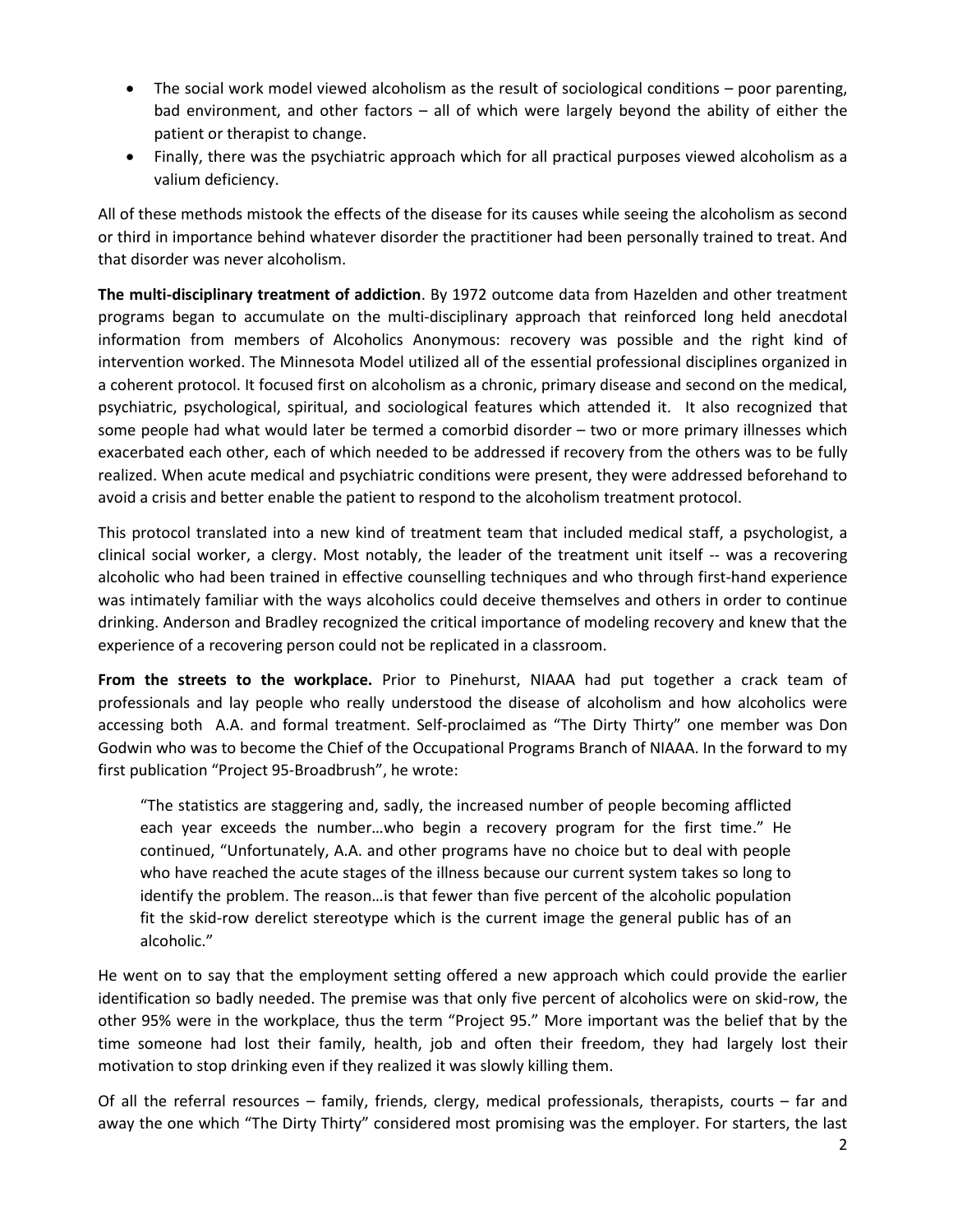- The social work model viewed alcoholism as the result of sociological conditions – poor parenting, bad environment, and other factors – all of which were largely beyond the ability of either the patient or therapist to change.
- Finally, there was the psychiatric approach which for all practical purposes viewed alcoholism as a valium deficiency.

All of these methods mistook the effects of the disease for its causes while seeing the alcoholism as second or third in importance behind whatever disorder the practitioner had been personally trained to treat. And that disorder was never alcoholism.

**The multi-disciplinary treatment of addiction**. By 1972 outcome data from Hazelden and other treatment programs began to accumulate on the multi-disciplinary approach that reinforced long held anecdotal information from members of Alcoholics Anonymous: recovery was possible and the right kind of intervention worked. The Minnesota Model utilized all of the essential professional disciplines organized in a coherent protocol. It focused first on alcoholism as a chronic, primary disease and second on the medical, psychiatric, psychological, spiritual, and sociological features which attended it. It also recognized that some people had what would later be termed a comorbid disorder – two or more primary illnesses which exacerbated each other, each of which needed to be addressed if recovery from the others was to be fully realized. When acute medical and psychiatric conditions were present, they were addressed beforehand to avoid a crisis and better enable the patient to respond to the alcoholism treatment protocol.

This protocol translated into a new kind of treatment team that included medical staff, a psychologist, a clinical social worker, a clergy. Most notably, the leader of the treatment unit itself -- was a recovering alcoholic who had been trained in effective counselling techniques and who through first-hand experience was intimately familiar with the ways alcoholics could deceive themselves and others in order to continue drinking. Anderson and Bradley recognized the critical importance of modeling recovery and knew that the experience of a recovering person could not be replicated in a classroom.

**From the streets to the workplace.** Prior to Pinehurst, NIAAA had put together a crack team of professionals and lay people who really understood the disease of alcoholism and how alcoholics were accessing both A.A. and formal treatment. Self-proclaimed as "The Dirty Thirty" one member was Don Godwin who was to become the Chief of the Occupational Programs Branch of NIAAA. In the forward to my first publication "Project 95-Broadbrush", he wrote:

> "The statistics are staggering and, sadly, the increased number of people becoming afflicted each year exceeds the number…who begin a recovery program for the first time." He continued, "Unfortunately, A.A. and other programs have no choice but to deal with people who have reached the acute stages of the illness because our current system takes so long to identify the problem. The reason…is that fewer than five percent of the alcoholic population fit the skid-row derelict stereotype which is the current image the general public has of an alcoholic."

He went on to say that the employment setting offered a new approach which could provide the earlier identification so badly needed. The premise was that only five percent of alcoholics were on skid-row, the other 95% were in the workplace, thus the term "Project 95." More important was the belief that by the time someone had lost their family, health, job and often their freedom, they had largely lost their motivation to stop drinking even if they realized it was slowly killing them.

Of all the referral resources – family, friends, clergy, medical professionals, therapists, courts – far and away the one which "The Dirty Thirty" considered most promising was the employer. For starters, the last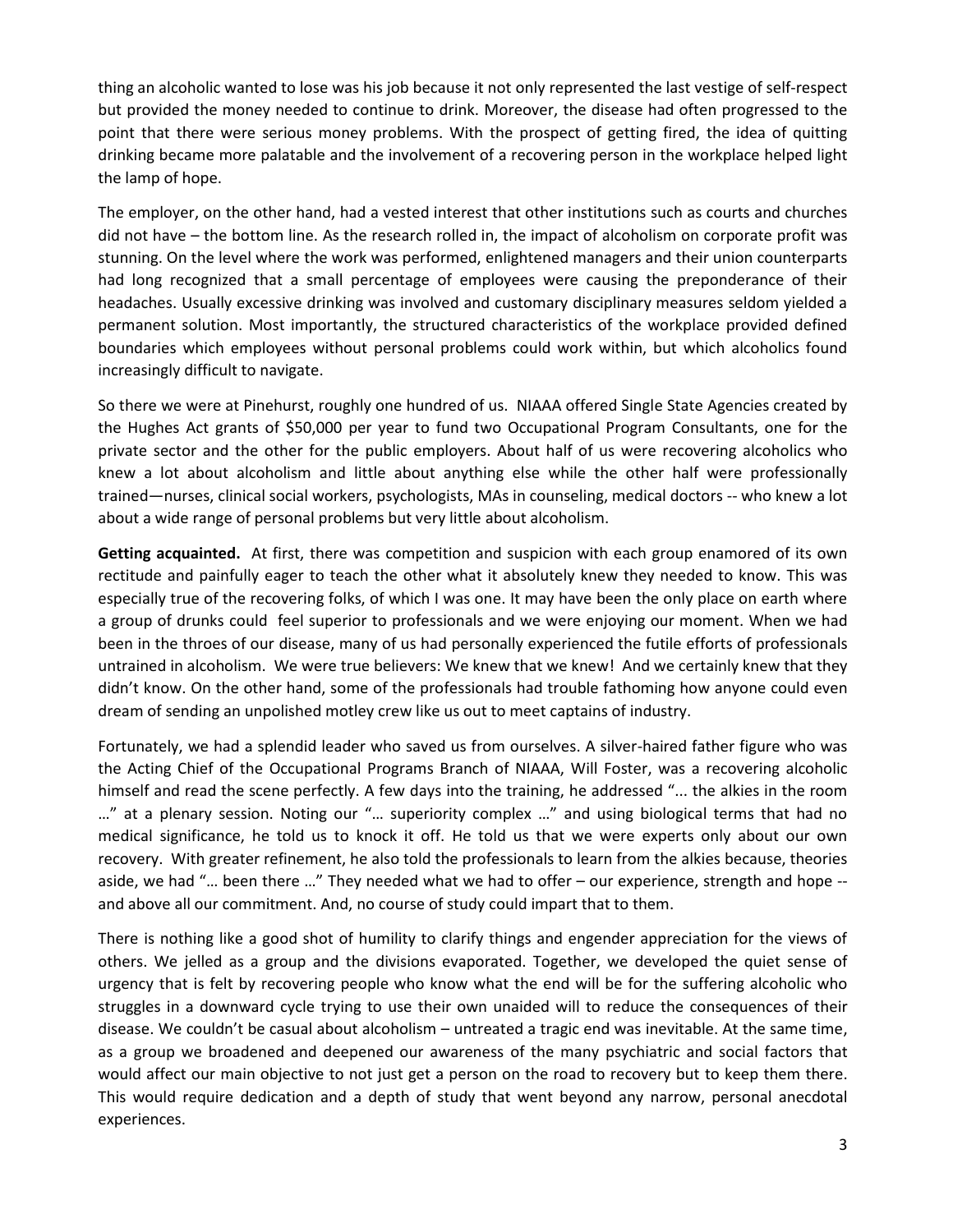thing an alcoholic wanted to lose was his job because it not only represented the last vestige of self-respect but provided the money needed to continue to drink. Moreover, the disease had often progressed to the point that there were serious money problems. With the prospect of getting fired, the idea of quitting drinking became more palatable and the involvement of a recovering person in the workplace helped light the lamp of hope.

The employer, on the other hand, had a vested interest that other institutions such as courts and churches did not have – the bottom line. As the research rolled in, the impact of alcoholism on corporate profit was stunning. On the level where the work was performed, enlightened managers and their union counterparts had long recognized that a small percentage of employees were causing the preponderance of their headaches. Usually excessive drinking was involved and customary disciplinary measures seldom yielded a permanent solution. Most importantly, the structured characteristics of the workplace provided defined boundaries which employees without personal problems could work within, but which alcoholics found increasingly difficult to navigate.

So there we were at Pinehurst, roughly one hundred of us. NIAAA offered Single State Agencies created by the Hughes Act grants of $50,000 per year to fund two Occupational Program Consultants, one for the private sector and the other for the public employers. About half of us were recovering alcoholics who knew a lot about alcoholism and little about anything else while the other half were professionally trained—nurses, clinical social workers, psychologists, MAs in counseling, medical doctors -- who knew a lot about a wide range of personal problems but very little about alcoholism.

**Getting acquainted.** At first, there was competition and suspicion with each group enamored of its own rectitude and painfully eager to teach the other what it absolutely knew they needed to know. This was especially true of the recovering folks, of which I was one. It may have been the only place on earth where a group of drunks could feel superior to professionals and we were enjoying our moment. When we had been in the throes of our disease, many of us had personally experienced the futile efforts of professionals untrained in alcoholism. We were true believers: We knew that we knew! And we certainly knew that they didn't know. On the other hand, some of the professionals had trouble fathoming how anyone could even dream of sending an unpolished motley crew like us out to meet captains of industry.

Fortunately, we had a splendid leader who saved us from ourselves. A silver-haired father figure who was the Acting Chief of the Occupational Programs Branch of NIAAA, Will Foster, was a recovering alcoholic himself and read the scene perfectly. A few days into the training, he addressed "... the alkies in the room …" at a plenary session. Noting our "… superiority complex …" and using biological terms that had no medical significance, he told us to knock it off. He told us that we were experts only about our own recovery. With greater refinement, he also told the professionals to learn from the alkies because, theories aside, we had "… been there …" They needed what we had to offer – our experience, strength and hope -- and above all our commitment. And, no course of study could impart that to them.

There is nothing like a good shot of humility to clarify things and engender appreciation for the views of others. We jelled as a group and the divisions evaporated. Together, we developed the quiet sense of urgency that is felt by recovering people who know what the end will be for the suffering alcoholic who struggles in a downward cycle trying to use their own unaided will to reduce the consequences of their disease. We couldn't be casual about alcoholism – untreated a tragic end was inevitable. At the same time, as a group we broadened and deepened our awareness of the many psychiatric and social factors that would affect our main objective to not just get a person on the road to recovery but to keep them there. This would require dedication and a depth of study that went beyond any narrow, personal anecdotal experiences.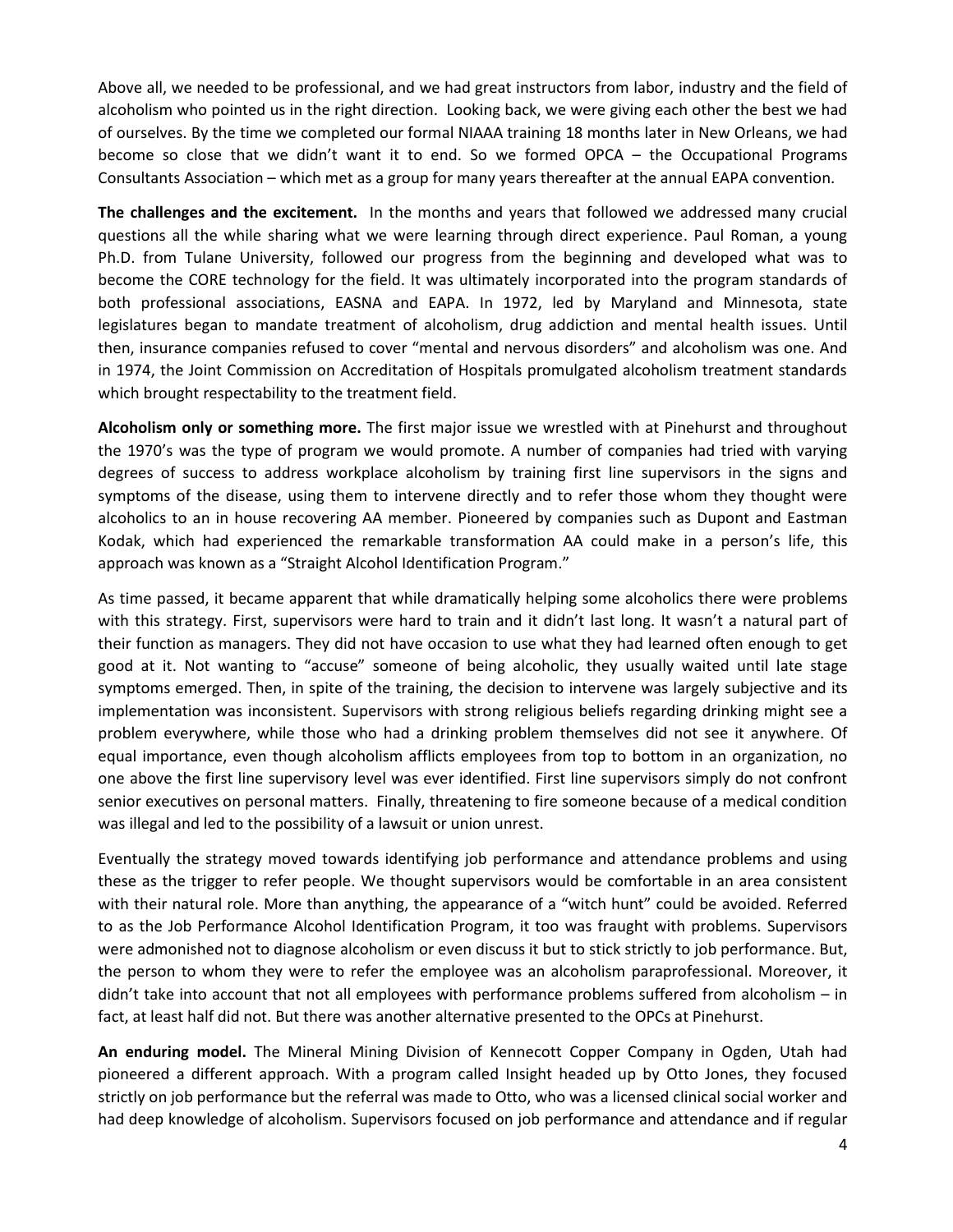Above all, we needed to be professional, and we had great instructors from labor, industry and the field of alcoholism who pointed us in the right direction. Looking back, we were giving each other the best we had of ourselves. By the time we completed our formal NIAAA training 18 months later in New Orleans, we had become so close that we didn't want it to end. So we formed OPCA – the Occupational Programs Consultants Association – which met as a group for many years thereafter at the annual EAPA convention.

**The challenges and the excitement.** In the months and years that followed we addressed many crucial questions all the while sharing what we were learning through direct experience. Paul Roman, a young Ph.D. from Tulane University, followed our progress from the beginning and developed what was to become the CORE technology for the field. It was ultimately incorporated into the program standards of both professional associations, EASNA and EAPA. In 1972, led by Maryland and Minnesota, state legislatures began to mandate treatment of alcoholism, drug addiction and mental health issues. Until then, insurance companies refused to cover "mental and nervous disorders" and alcoholism was one. And in 1974, the Joint Commission on Accreditation of Hospitals promulgated alcoholism treatment standards which brought respectability to the treatment field.

**Alcoholism only or something more.** The first major issue we wrestled with at Pinehurst and throughout the 1970's was the type of program we would promote. A number of companies had tried with varying degrees of success to address workplace alcoholism by training first line supervisors in the signs and symptoms of the disease, using them to intervene directly and to refer those whom they thought were alcoholics to an in house recovering AA member. Pioneered by companies such as Dupont and Eastman Kodak, which had experienced the remarkable transformation AA could make in a person's life, this approach was known as a "Straight Alcohol Identification Program."

As time passed, it became apparent that while dramatically helping some alcoholics there were problems with this strategy. First, supervisors were hard to train and it didn't last long. It wasn't a natural part of their function as managers. They did not have occasion to use what they had learned often enough to get good at it. Not wanting to "accuse" someone of being alcoholic, they usually waited until late stage symptoms emerged. Then, in spite of the training, the decision to intervene was largely subjective and its implementation was inconsistent. Supervisors with strong religious beliefs regarding drinking might see a problem everywhere, while those who had a drinking problem themselves did not see it anywhere. Of equal importance, even though alcoholism afflicts employees from top to bottom in an organization, no one above the first line supervisory level was ever identified. First line supervisors simply do not confront senior executives on personal matters. Finally, threatening to fire someone because of a medical condition was illegal and led to the possibility of a lawsuit or union unrest.

Eventually the strategy moved towards identifying job performance and attendance problems and using these as the trigger to refer people. We thought supervisors would be comfortable in an area consistent with their natural role. More than anything, the appearance of a "witch hunt" could be avoided. Referred to as the Job Performance Alcohol Identification Program, it too was fraught with problems. Supervisors were admonished not to diagnose alcoholism or even discuss it but to stick strictly to job performance. But, the person to whom they were to refer the employee was an alcoholism paraprofessional. Moreover, it didn't take into account that not all employees with performance problems suffered from alcoholism – in fact, at least half did not. But there was another alternative presented to the OPCs at Pinehurst.

**An enduring model.** The Mineral Mining Division of Kennecott Copper Company in Ogden, Utah had pioneered a different approach. With a program called Insight headed up by Otto Jones, they focused strictly on job performance but the referral was made to Otto, who was a licensed clinical social worker and had deep knowledge of alcoholism. Supervisors focused on job performance and attendance and if regular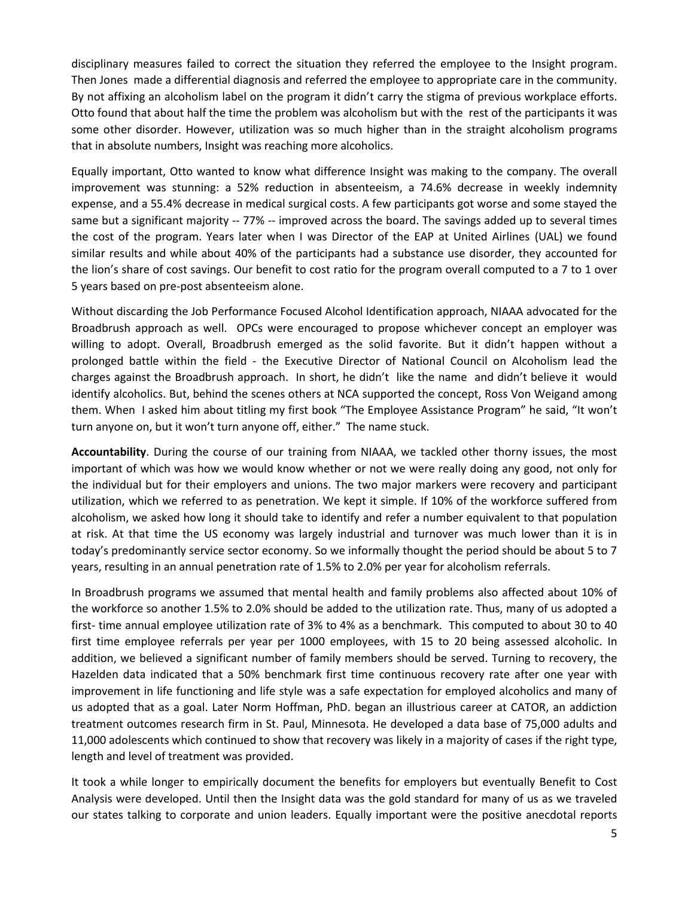disciplinary measures failed to correct the situation they referred the employee to the Insight program. Then Jones made a differential diagnosis and referred the employee to appropriate care in the community. By not affixing an alcoholism label on the program it didn't carry the stigma of previous workplace efforts. Otto found that about half the time the problem was alcoholism but with the rest of the participants it was some other disorder. However, utilization was so much higher than in the straight alcoholism programs that in absolute numbers, Insight was reaching more alcoholics.

Equally important, Otto wanted to know what difference Insight was making to the company. The overall improvement was stunning: a 52% reduction in absenteeism, a 74.6% decrease in weekly indemnity expense, and a 55.4% decrease in medical surgical costs. A few participants got worse and some stayed the same but a significant majority -- 77% -- improved across the board. The savings added up to several times the cost of the program. Years later when I was Director of the EAP at United Airlines (UAL) we found similar results and while about 40% of the participants had a substance use disorder, they accounted for the lion's share of cost savings. Our benefit to cost ratio for the program overall computed to a 7 to 1 over 5 years based on pre-post absenteeism alone.

Without discarding the Job Performance Focused Alcohol Identification approach, NIAAA advocated for the Broadbrush approach as well. OPCs were encouraged to propose whichever concept an employer was willing to adopt. Overall, Broadbrush emerged as the solid favorite. But it didn't happen without a prolonged battle within the field - the Executive Director of National Council on Alcoholism lead the charges against the Broadbrush approach. In short, he didn't like the name and didn't believe it would identify alcoholics. But, behind the scenes others at NCA supported the concept, Ross Von Weigand among them. When I asked him about titling my first book "The Employee Assistance Program" he said, "It won't turn anyone on, but it won't turn anyone off, either." The name stuck.

**Accountability**. During the course of our training from NIAAA, we tackled other thorny issues, the most important of which was how we would know whether or not we were really doing any good, not only for the individual but for their employers and unions. The two major markers were recovery and participant utilization, which we referred to as penetration. We kept it simple. If 10% of the workforce suffered from alcoholism, we asked how long it should take to identify and refer a number equivalent to that population at risk. At that time the US economy was largely industrial and turnover was much lower than it is in today's predominantly service sector economy. So we informally thought the period should be about 5 to 7 years, resulting in an annual penetration rate of 1.5% to 2.0% per year for alcoholism referrals.

In Broadbrush programs we assumed that mental health and family problems also affected about 10% of the workforce so another 1.5% to 2.0% should be added to the utilization rate. Thus, many of us adopted a first- time annual employee utilization rate of 3% to 4% as a benchmark. This computed to about 30 to 40 first time employee referrals per year per 1000 employees, with 15 to 20 being assessed alcoholic. In addition, we believed a significant number of family members should be served. Turning to recovery, the Hazelden data indicated that a 50% benchmark first time continuous recovery rate after one year with improvement in life functioning and life style was a safe expectation for employed alcoholics and many of us adopted that as a goal. Later Norm Hoffman, PhD. began an illustrious career at CATOR, an addiction treatment outcomes research firm in St. Paul, Minnesota. He developed a data base of 75,000 adults and 11,000 adolescents which continued to show that recovery was likely in a majority of cases if the right type, length and level of treatment was provided.

It took a while longer to empirically document the benefits for employers but eventually Benefit to Cost Analysis were developed. Until then the Insight data was the gold standard for many of us as we traveled our states talking to corporate and union leaders. Equally important were the positive anecdotal reports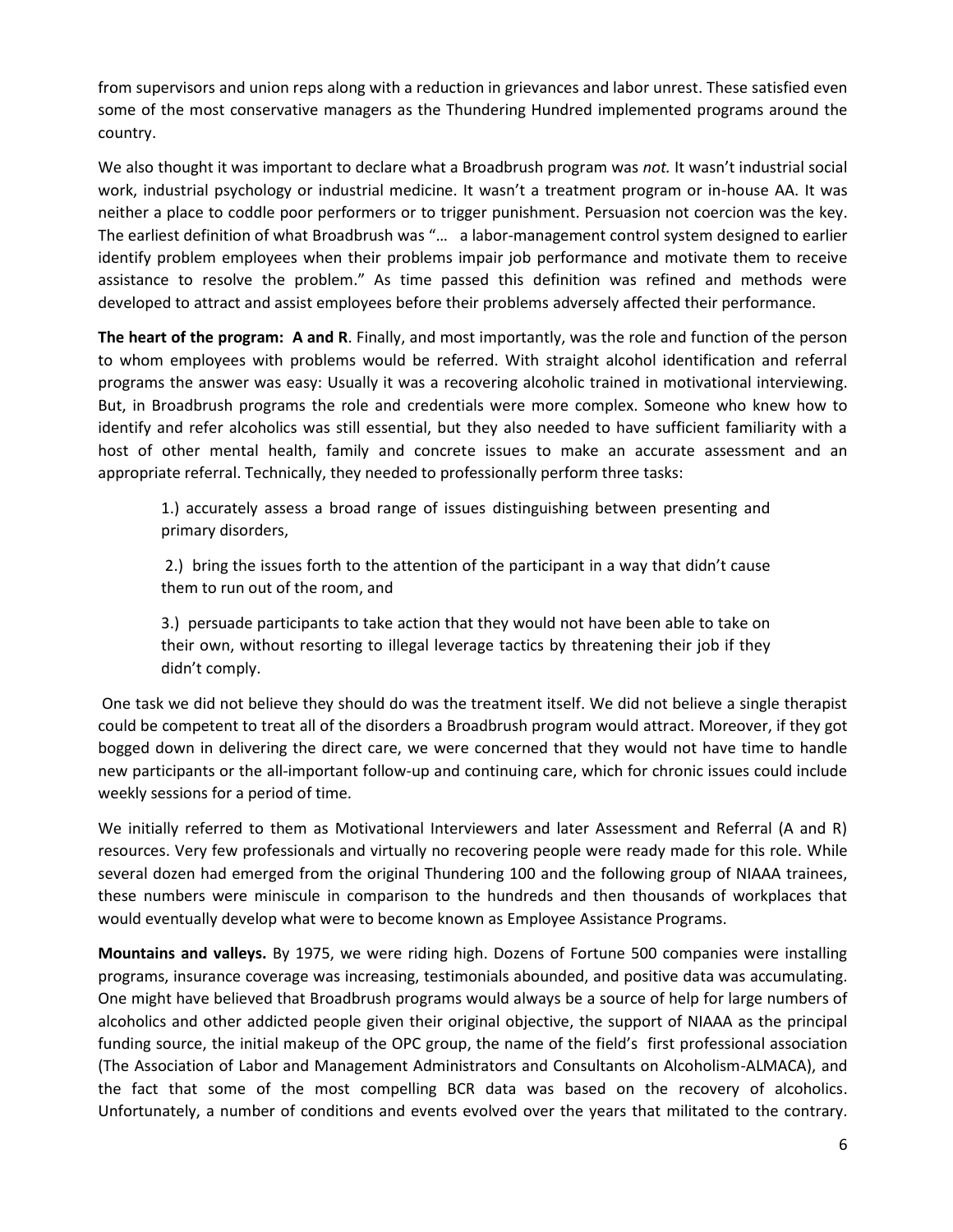from supervisors and union reps along with a reduction in grievances and labor unrest. These satisfied even some of the most conservative managers as the Thundering Hundred implemented programs around the country.

We also thought it was important to declare what a Broadbrush program was *not.* It wasn't industrial social work, industrial psychology or industrial medicine. It wasn't a treatment program or in-house AA. It was neither a place to coddle poor performers or to trigger punishment. Persuasion not coercion was the key. The earliest definition of what Broadbrush was "… a labor-management control system designed to earlier identify problem employees when their problems impair job performance and motivate them to receive assistance to resolve the problem." As time passed this definition was refined and methods were developed to attract and assist employees before their problems adversely affected their performance.

**The heart of the program: A and R**. Finally, and most importantly, was the role and function of the person to whom employees with problems would be referred. With straight alcohol identification and referral programs the answer was easy: Usually it was a recovering alcoholic trained in motivational interviewing. But, in Broadbrush programs the role and credentials were more complex. Someone who knew how to identify and refer alcoholics was still essential, but they also needed to have sufficient familiarity with a host of other mental health, family and concrete issues to make an accurate assessment and an appropriate referral. Technically, they needed to professionally perform three tasks:

> 1.) accurately assess a broad range of issues distinguishing between presenting and primary disorders,
>
> 2.) bring the issues forth to the attention of the participant in a way that didn't cause them to run out of the room, and
>
> 3.) persuade participants to take action that they would not have been able to take on their own, without resorting to illegal leverage tactics by threatening their job if they didn't comply.

One task we did not believe they should do was the treatment itself. We did not believe a single therapist could be competent to treat all of the disorders a Broadbrush program would attract. Moreover, if they got bogged down in delivering the direct care, we were concerned that they would not have time to handle new participants or the all-important follow-up and continuing care, which for chronic issues could include weekly sessions for a period of time.

We initially referred to them as Motivational Interviewers and later Assessment and Referral (A and R) resources. Very few professionals and virtually no recovering people were ready made for this role. While several dozen had emerged from the original Thundering 100 and the following group of NIAAA trainees, these numbers were miniscule in comparison to the hundreds and then thousands of workplaces that would eventually develop what were to become known as Employee Assistance Programs.

**Mountains and valleys.** By 1975, we were riding high. Dozens of Fortune 500 companies were installing programs, insurance coverage was increasing, testimonials abounded, and positive data was accumulating. One might have believed that Broadbrush programs would always be a source of help for large numbers of alcoholics and other addicted people given their original objective, the support of NIAAA as the principal funding source, the initial makeup of the OPC group, the name of the field's first professional association (The Association of Labor and Management Administrators and Consultants on Alcoholism-ALMACA), and the fact that some of the most compelling BCR data was based on the recovery of alcoholics. Unfortunately, a number of conditions and events evolved over the years that militated to the contrary.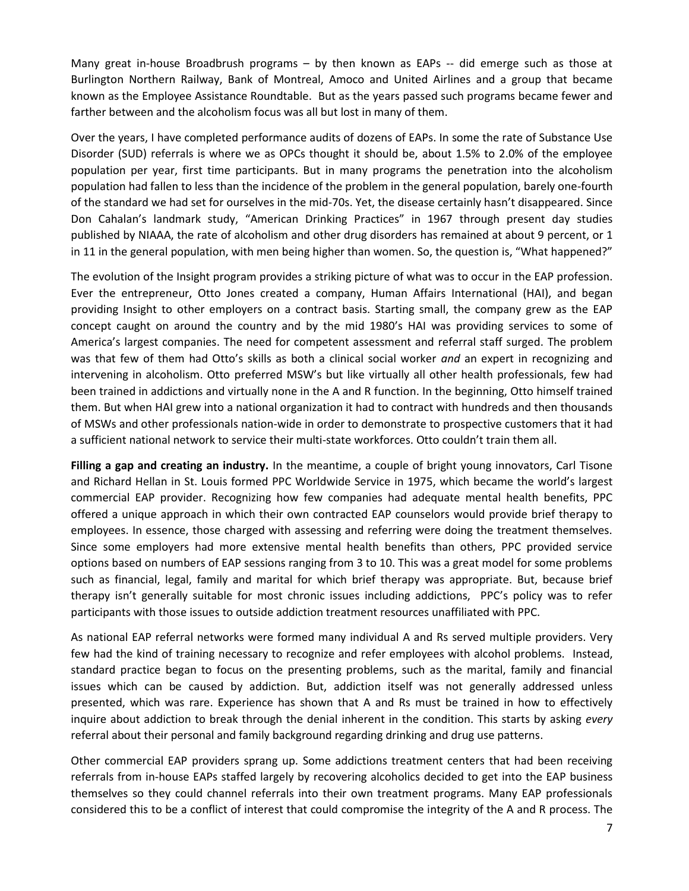Many great in-house Broadbrush programs – by then known as EAPs -- did emerge such as those at Burlington Northern Railway, Bank of Montreal, Amoco and United Airlines and a group that became known as the Employee Assistance Roundtable. But as the years passed such programs became fewer and farther between and the alcoholism focus was all but lost in many of them.

Over the years, I have completed performance audits of dozens of EAPs. In some the rate of Substance Use Disorder (SUD) referrals is where we as OPCs thought it should be, about 1.5% to 2.0% of the employee population per year, first time participants. But in many programs the penetration into the alcoholism population had fallen to less than the incidence of the problem in the general population, barely one-fourth of the standard we had set for ourselves in the mid-70s. Yet, the disease certainly hasn't disappeared. Since Don Cahalan's landmark study, "American Drinking Practices" in 1967 through present day studies published by NIAAA, the rate of alcoholism and other drug disorders has remained at about 9 percent, or 1 in 11 in the general population, with men being higher than women. So, the question is, "What happened?"

The evolution of the Insight program provides a striking picture of what was to occur in the EAP profession. Ever the entrepreneur, Otto Jones created a company, Human Affairs International (HAI), and began providing Insight to other employers on a contract basis. Starting small, the company grew as the EAP concept caught on around the country and by the mid 1980's HAI was providing services to some of America's largest companies. The need for competent assessment and referral staff surged. The problem was that few of them had Otto's skills as both a clinical social worker *and* an expert in recognizing and intervening in alcoholism. Otto preferred MSW's but like virtually all other health professionals, few had been trained in addictions and virtually none in the A and R function. In the beginning, Otto himself trained them. But when HAI grew into a national organization it had to contract with hundreds and then thousands of MSWs and other professionals nation-wide in order to demonstrate to prospective customers that it had a sufficient national network to service their multi-state workforces. Otto couldn't train them all.

**Filling a gap and creating an industry.** In the meantime, a couple of bright young innovators, Carl Tisone and Richard Hellan in St. Louis formed PPC Worldwide Service in 1975, which became the world's largest commercial EAP provider. Recognizing how few companies had adequate mental health benefits, PPC offered a unique approach in which their own contracted EAP counselors would provide brief therapy to employees. In essence, those charged with assessing and referring were doing the treatment themselves. Since some employers had more extensive mental health benefits than others, PPC provided service options based on numbers of EAP sessions ranging from 3 to 10. This was a great model for some problems such as financial, legal, family and marital for which brief therapy was appropriate. But, because brief therapy isn't generally suitable for most chronic issues including addictions, PPC's policy was to refer participants with those issues to outside addiction treatment resources unaffiliated with PPC.

As national EAP referral networks were formed many individual A and Rs served multiple providers. Very few had the kind of training necessary to recognize and refer employees with alcohol problems. Instead, standard practice began to focus on the presenting problems, such as the marital, family and financial issues which can be caused by addiction. But, addiction itself was not generally addressed unless presented, which was rare. Experience has shown that A and Rs must be trained in how to effectively inquire about addiction to break through the denial inherent in the condition. This starts by asking *every* referral about their personal and family background regarding drinking and drug use patterns.

Other commercial EAP providers sprang up. Some addictions treatment centers that had been receiving referrals from in-house EAPs staffed largely by recovering alcoholics decided to get into the EAP business themselves so they could channel referrals into their own treatment programs. Many EAP professionals considered this to be a conflict of interest that could compromise the integrity of the A and R process. The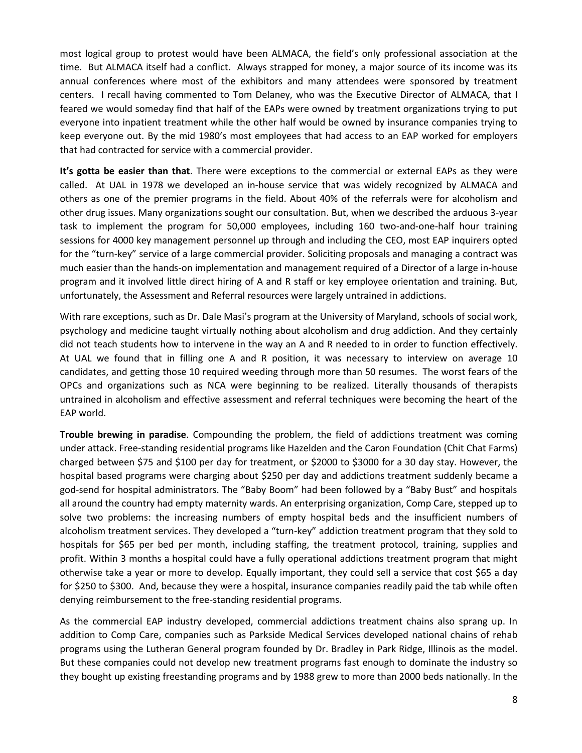most logical group to protest would have been ALMACA, the field's only professional association at the time. But ALMACA itself had a conflict. Always strapped for money, a major source of its income was its annual conferences where most of the exhibitors and many attendees were sponsored by treatment centers. I recall having commented to Tom Delaney, who was the Executive Director of ALMACA, that I feared we would someday find that half of the EAPs were owned by treatment organizations trying to put everyone into inpatient treatment while the other half would be owned by insurance companies trying to keep everyone out. By the mid 1980's most employees that had access to an EAP worked for employers that had contracted for service with a commercial provider.

**It's gotta be easier than that**. There were exceptions to the commercial or external EAPs as they were called. At UAL in 1978 we developed an in-house service that was widely recognized by ALMACA and others as one of the premier programs in the field. About 40% of the referrals were for alcoholism and other drug issues. Many organizations sought our consultation. But, when we described the arduous 3-year task to implement the program for 50,000 employees, including 160 two-and-one-half hour training sessions for 4000 key management personnel up through and including the CEO, most EAP inquirers opted for the "turn-key" service of a large commercial provider. Soliciting proposals and managing a contract was much easier than the hands-on implementation and management required of a Director of a large in-house program and it involved little direct hiring of A and R staff or key employee orientation and training. But, unfortunately, the Assessment and Referral resources were largely untrained in addictions.

With rare exceptions, such as Dr. Dale Masi's program at the University of Maryland, schools of social work, psychology and medicine taught virtually nothing about alcoholism and drug addiction. And they certainly did not teach students how to intervene in the way an A and R needed to in order to function effectively. At UAL we found that in filling one A and R position, it was necessary to interview on average 10 candidates, and getting those 10 required weeding through more than 50 resumes. The worst fears of the OPCs and organizations such as NCA were beginning to be realized. Literally thousands of therapists untrained in alcoholism and effective assessment and referral techniques were becoming the heart of the EAP world.

**Trouble brewing in paradise**. Compounding the problem, the field of addictions treatment was coming under attack. Free-standing residential programs like Hazelden and the Caron Foundation (Chit Chat Farms) charged between $75 and $100 per day for treatment, or $2000 to $3000 for a 30 day stay. However, the hospital based programs were charging about $250 per day and addictions treatment suddenly became a god-send for hospital administrators. The "Baby Boom" had been followed by a "Baby Bust" and hospitals all around the country had empty maternity wards. An enterprising organization, Comp Care, stepped up to solve two problems: the increasing numbers of empty hospital beds and the insufficient numbers of alcoholism treatment services. They developed a "turn-key" addiction treatment program that they sold to hospitals for $65 per bed per month, including staffing, the treatment protocol, training, supplies and profit. Within 3 months a hospital could have a fully operational addictions treatment program that might otherwise take a year or more to develop. Equally important, they could sell a service that cost $65 a day for $250 to $300. And, because they were a hospital, insurance companies readily paid the tab while often denying reimbursement to the free-standing residential programs.

As the commercial EAP industry developed, commercial addictions treatment chains also sprang up. In addition to Comp Care, companies such as Parkside Medical Services developed national chains of rehab programs using the Lutheran General program founded by Dr. Bradley in Park Ridge, Illinois as the model. But these companies could not develop new treatment programs fast enough to dominate the industry so they bought up existing freestanding programs and by 1988 grew to more than 2000 beds nationally. In the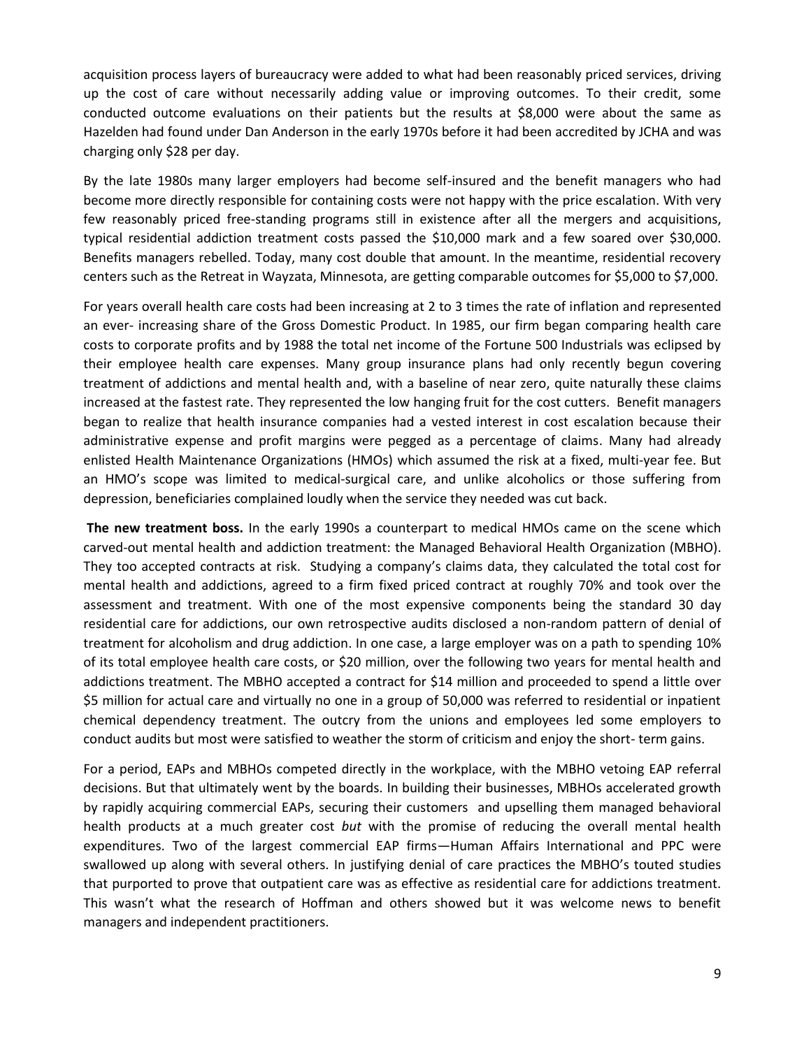acquisition process layers of bureaucracy were added to what had been reasonably priced services, driving up the cost of care without necessarily adding value or improving outcomes. To their credit, some conducted outcome evaluations on their patients but the results at $8,000 were about the same as Hazelden had found under Dan Anderson in the early 1970s before it had been accredited by JCHA and was charging only $28 per day.

By the late 1980s many larger employers had become self-insured and the benefit managers who had become more directly responsible for containing costs were not happy with the price escalation. With very few reasonably priced free-standing programs still in existence after all the mergers and acquisitions, typical residential addiction treatment costs passed the $10,000 mark and a few soared over $30,000. Benefits managers rebelled. Today, many cost double that amount. In the meantime, residential recovery centers such as the Retreat in Wayzata, Minnesota, are getting comparable outcomes for $5,000 to $7,000.

For years overall health care costs had been increasing at 2 to 3 times the rate of inflation and represented an ever- increasing share of the Gross Domestic Product. In 1985, our firm began comparing health care costs to corporate profits and by 1988 the total net income of the Fortune 500 Industrials was eclipsed by their employee health care expenses. Many group insurance plans had only recently begun covering treatment of addictions and mental health and, with a baseline of near zero, quite naturally these claims increased at the fastest rate. They represented the low hanging fruit for the cost cutters. Benefit managers began to realize that health insurance companies had a vested interest in cost escalation because their administrative expense and profit margins were pegged as a percentage of claims. Many had already enlisted Health Maintenance Organizations (HMOs) which assumed the risk at a fixed, multi-year fee. But an HMO's scope was limited to medical-surgical care, and unlike alcoholics or those suffering from depression, beneficiaries complained loudly when the service they needed was cut back.

**The new treatment boss.** In the early 1990s a counterpart to medical HMOs came on the scene which carved-out mental health and addiction treatment: the Managed Behavioral Health Organization (MBHO). They too accepted contracts at risk. Studying a company's claims data, they calculated the total cost for mental health and addictions, agreed to a firm fixed priced contract at roughly 70% and took over the assessment and treatment. With one of the most expensive components being the standard 30 day residential care for addictions, our own retrospective audits disclosed a non-random pattern of denial of treatment for alcoholism and drug addiction. In one case, a large employer was on a path to spending 10% of its total employee health care costs, or $20 million, over the following two years for mental health and addictions treatment. The MBHO accepted a contract for $14 million and proceeded to spend a little over $5 million for actual care and virtually no one in a group of 50,000 was referred to residential or inpatient chemical dependency treatment. The outcry from the unions and employees led some employers to conduct audits but most were satisfied to weather the storm of criticism and enjoy the short- term gains.

For a period, EAPs and MBHOs competed directly in the workplace, with the MBHO vetoing EAP referral decisions. But that ultimately went by the boards. In building their businesses, MBHOs accelerated growth by rapidly acquiring commercial EAPs, securing their customers and upselling them managed behavioral health products at a much greater cost *but* with the promise of reducing the overall mental health expenditures. Two of the largest commercial EAP firms—Human Affairs International and PPC were swallowed up along with several others. In justifying denial of care practices the MBHO's touted studies that purported to prove that outpatient care was as effective as residential care for addictions treatment. This wasn't what the research of Hoffman and others showed but it was welcome news to benefit managers and independent practitioners.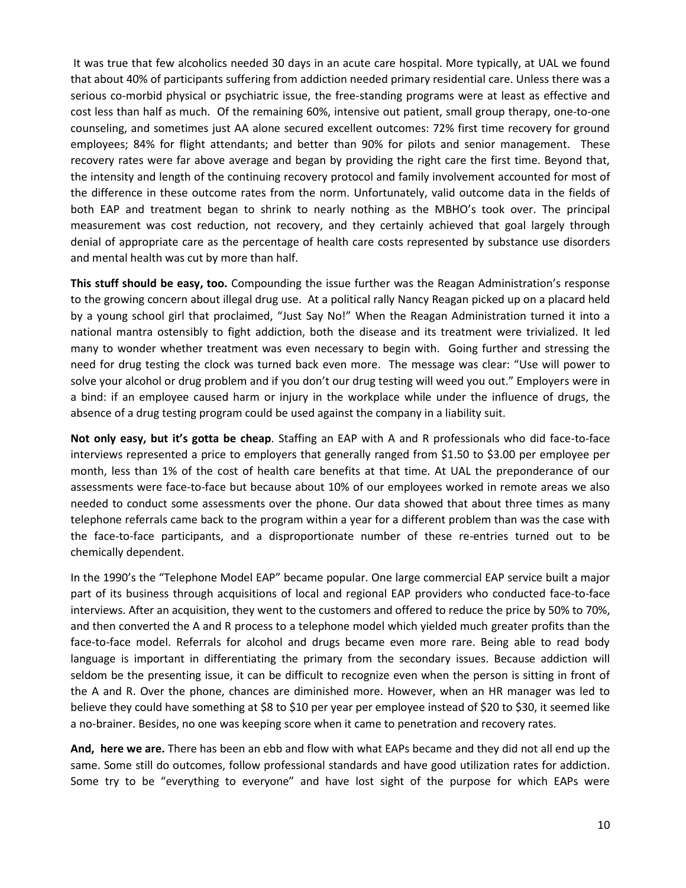It was true that few alcoholics needed 30 days in an acute care hospital. More typically, at UAL we found that about 40% of participants suffering from addiction needed primary residential care. Unless there was a serious co-morbid physical or psychiatric issue, the free-standing programs were at least as effective and cost less than half as much. Of the remaining 60%, intensive out patient, small group therapy, one-to-one counseling, and sometimes just AA alone secured excellent outcomes: 72% first time recovery for ground employees; 84% for flight attendants; and better than 90% for pilots and senior management. These recovery rates were far above average and began by providing the right care the first time. Beyond that, the intensity and length of the continuing recovery protocol and family involvement accounted for most of the difference in these outcome rates from the norm. Unfortunately, valid outcome data in the fields of both EAP and treatment began to shrink to nearly nothing as the MBHO's took over. The principal measurement was cost reduction, not recovery, and they certainly achieved that goal largely through denial of appropriate care as the percentage of health care costs represented by substance use disorders and mental health was cut by more than half.

**This stuff should be easy, too.** Compounding the issue further was the Reagan Administration's response to the growing concern about illegal drug use. At a political rally Nancy Reagan picked up on a placard held by a young school girl that proclaimed, "Just Say No!" When the Reagan Administration turned it into a national mantra ostensibly to fight addiction, both the disease and its treatment were trivialized. It led many to wonder whether treatment was even necessary to begin with. Going further and stressing the need for drug testing the clock was turned back even more. The message was clear: "Use will power to solve your alcohol or drug problem and if you don't our drug testing will weed you out." Employers were in a bind: if an employee caused harm or injury in the workplace while under the influence of drugs, the absence of a drug testing program could be used against the company in a liability suit.

**Not only easy, but it's gotta be cheap**. Staffing an EAP with A and R professionals who did face-to-face interviews represented a price to employers that generally ranged from $1.50 to $3.00 per employee per month, less than 1% of the cost of health care benefits at that time. At UAL the preponderance of our assessments were face-to-face but because about 10% of our employees worked in remote areas we also needed to conduct some assessments over the phone. Our data showed that about three times as many telephone referrals came back to the program within a year for a different problem than was the case with the face-to-face participants, and a disproportionate number of these re-entries turned out to be chemically dependent.

In the 1990's the "Telephone Model EAP" became popular. One large commercial EAP service built a major part of its business through acquisitions of local and regional EAP providers who conducted face-to-face interviews. After an acquisition, they went to the customers and offered to reduce the price by 50% to 70%, and then converted the A and R process to a telephone model which yielded much greater profits than the face-to-face model. Referrals for alcohol and drugs became even more rare. Being able to read body language is important in differentiating the primary from the secondary issues. Because addiction will seldom be the presenting issue, it can be difficult to recognize even when the person is sitting in front of the A and R. Over the phone, chances are diminished more. However, when an HR manager was led to believe they could have something at $8 to $10 per year per employee instead of $20 to $30, it seemed like a no-brainer. Besides, no one was keeping score when it came to penetration and recovery rates.

**And, here we are.** There has been an ebb and flow with what EAPs became and they did not all end up the same. Some still do outcomes, follow professional standards and have good utilization rates for addiction. Some try to be "everything to everyone" and have lost sight of the purpose for which EAPs were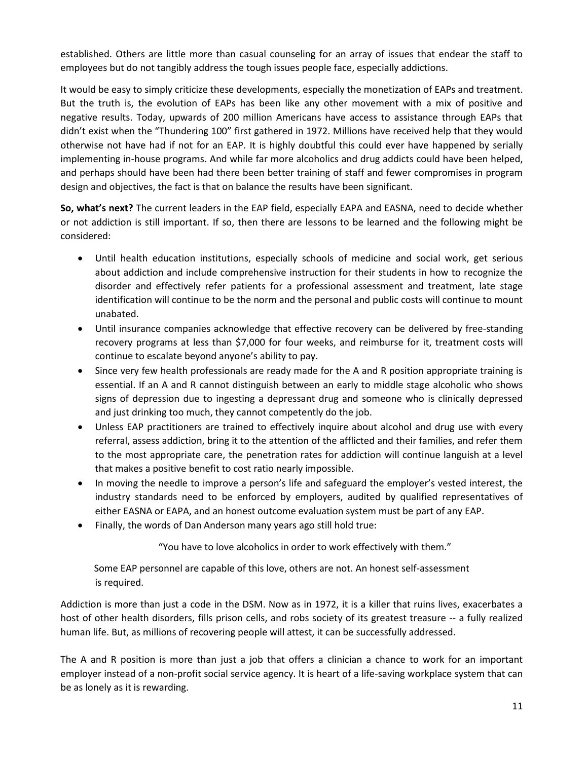established. Others are little more than casual counseling for an array of issues that endear the staff to employees but do not tangibly address the tough issues people face, especially addictions.

It would be easy to simply criticize these developments, especially the monetization of EAPs and treatment. But the truth is, the evolution of EAPs has been like any other movement with a mix of positive and negative results. Today, upwards of 200 million Americans have access to assistance through EAPs that didn't exist when the "Thundering 100" first gathered in 1972. Millions have received help that they would otherwise not have had if not for an EAP. It is highly doubtful this could ever have happened by serially implementing in-house programs. And while far more alcoholics and drug addicts could have been helped, and perhaps should have been had there been better training of staff and fewer compromises in program design and objectives, the fact is that on balance the results have been significant.

**So, what's next?** The current leaders in the EAP field, especially EAPA and EASNA, need to decide whether or not addiction is still important. If so, then there are lessons to be learned and the following might be considered:

- Until health education institutions, especially schools of medicine and social work, get serious about addiction and include comprehensive instruction for their students in how to recognize the disorder and effectively refer patients for a professional assessment and treatment, late stage identification will continue to be the norm and the personal and public costs will continue to mount unabated.
- Until insurance companies acknowledge that effective recovery can be delivered by free-standing recovery programs at less than $7,000 for four weeks, and reimburse for it, treatment costs will continue to escalate beyond anyone's ability to pay.
- Since very few health professionals are ready made for the A and R position appropriate training is essential. If an A and R cannot distinguish between an early to middle stage alcoholic who shows signs of depression due to ingesting a depressant drug and someone who is clinically depressed and just drinking too much, they cannot competently do the job.
- Unless EAP practitioners are trained to effectively inquire about alcohol and drug use with every referral, assess addiction, bring it to the attention of the afflicted and their families, and refer them to the most appropriate care, the penetration rates for addiction will continue languish at a level that makes a positive benefit to cost ratio nearly impossible.
- In moving the needle to improve a person's life and safeguard the employer's vested interest, the industry standards need to be enforced by employers, audited by qualified representatives of either EASNA or EAPA, and an honest outcome evaluation system must be part of any EAP.
- Finally, the words of Dan Anderson many years ago still hold true:

  "You have to love alcoholics in order to work effectively with them."

  Some EAP personnel are capable of this love, others are not. An honest self-assessment is required.

Addiction is more than just a code in the DSM. Now as in 1972, it is a killer that ruins lives, exacerbates a host of other health disorders, fills prison cells, and robs society of its greatest treasure -- a fully realized human life. But, as millions of recovering people will attest, it can be successfully addressed.

The A and R position is more than just a job that offers a clinician a chance to work for an important employer instead of a non-profit social service agency. It is heart of a life-saving workplace system that can be as lonely as it is rewarding.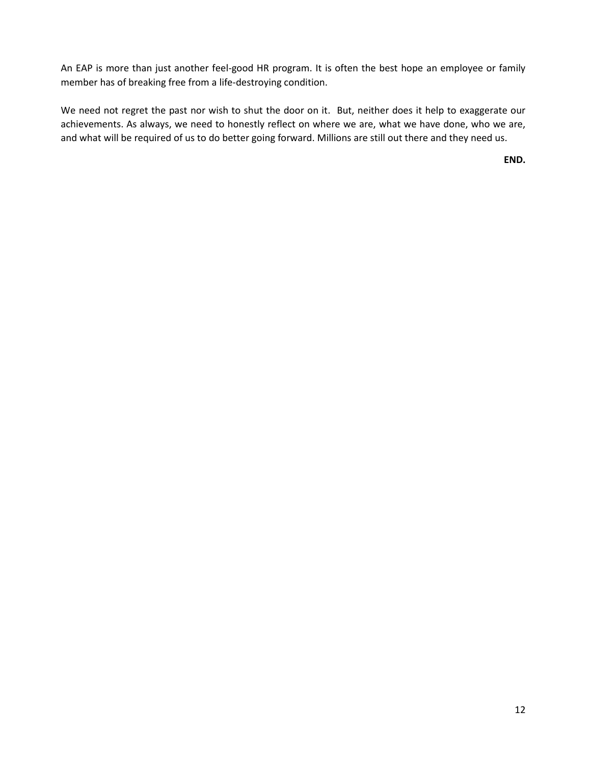An EAP is more than just another feel-good HR program. It is often the best hope an employee or family member has of breaking free from a life-destroying condition.

We need not regret the past nor wish to shut the door on it. But, neither does it help to exaggerate our achievements. As always, we need to honestly reflect on where we are, what we have done, who we are, and what will be required of us to do better going forward. Millions are still out there and they need us.

**END.**